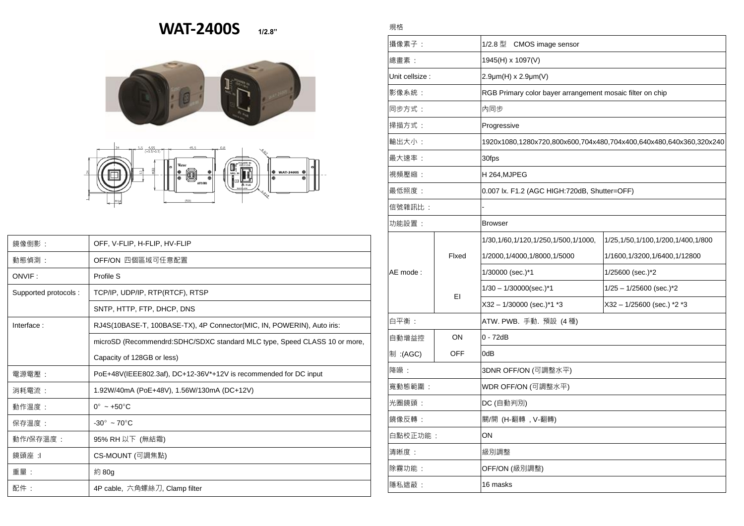# WAT-2400S 1/2.8"

| 鏡像倒影： | OFF, V-FLIP, H-FLIP, HV-FLIP |
|---|---|
| 動態偵測： | OFF/ON 四個區域可任意配置 |
| ONVIF : | Profile S |
| Supported protocols : | TCP/IP, UDP/IP, RTP(RTCF), RTSP |
| | SNTP, HTTP, FTP, DHCP, DNS |
| Interface : | RJ4S(10BASE-T, 100BASE-TX), 4P Connector(MIC, IN, POWERIN), Auto iris: |
| | microSD (Recommendrd:SDHC/SDXC standard MLC type, Speed CLASS 10 or more, |
| | Capacity of 128GB or less) |
| 電源電壓： | PoE+48V(IEEE802.3af), DC+12-36V*+12V is recommended for DC input |
| 消耗電流： | 1.92W/40mA (PoE+48V), 1.56W/130mA (DC+12V) |
| 動作溫度： | 0° ~ +50°C |
| 保存溫度： | -30° ~ 70°C |
| 動作/保存溫度： | 95% RH 以下 (無結霜) |
| 鏡頭座 :l | CS-MOUNT (可調焦點) |
| 重量： | 約 80g |
| 配件： | 4P cable, 六角螺絲刀, Clamp filter |

規格

| 項目 | | 規格 | |
|---|---|---|---|
| 攝像素子： | | 1/2.8 型 CMOS image sensor | |
| 總畫素： | | 1945(H) x 1097(V) | |
| Unit cellsize : | | 2.9μm(H) x 2.9μm(V) | |
| 影像系統： | | RGB Primary color bayer arrangement mosaic filter on chip | |
| 同步方式： | | 內同步 | |
| 掃描方式： | | Progressive | |
| 輸出大小： | | 1920x1080,1280x720,800x600,704x480,704x400,640x480,640x360,320x240 | |
| 最大速率： | | 30fps | |
| 視頻壓縮： | | H 264,MJPEG | |
| 最低照度： | | 0.007 lx. F1.2 (AGC HIGH:720dB, Shutter=OFF) | |
| 信號雜訊比： | | - | |
| 功能設置： | | Browser | |
| AE mode : | Flxed | 1/30,1/60,1/120,1/250,1/500,1/1000, | 1/25,1/50,1/100,1/200,1/400,1/800 |
| | | 1/2000,1/4000,1/8000,1/5000 | 1/1600,1/3200,1/6400,1/12800 |
| | | 1/30000 (sec.)*1 | 1/25600 (sec.)*2 |
| | EI | 1/30 – 1/30000(sec.)*1 | 1/25 – 1/25600 (sec.)*2 |
| | | X32 – 1/30000 (sec.)*1 *3 | X32 – 1/25600 (sec.) *2 *3 |
| 白平衡： | | ATW. PWB. 手動. 預設 (4 種) | |
| 自動增益控制 :(AGC) | ON | 0 - 72dB | |
| | OFF | 0dB | |
| 降噪： | | 3DNR OFF/ON (可調整水平) | |
| 寬動態範圍： | | WDR OFF/ON (可調整水平) | |
| 光圈鏡頭： | | DC (自動判別) | |
| 鏡像反轉： | | 關/開 (H-翻轉 , V-翻轉) | |
| 白點校正功能： | | ON | |
| 清晰度： | | 級別調整 | |
| 除霧功能： | | OFF/ON (級別調整) | |
| 隱私遮蔽： | | 16 masks | |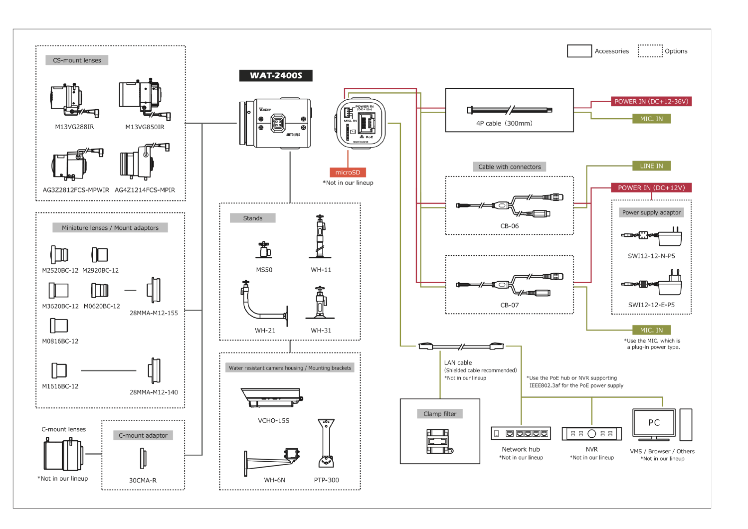Accessories
Options

## WAT-2400S

### CS-mount lenses

M13VG288IR
M13VG850IR
AG3Z2812FCS-MPWIR
AG4Z1214FCS-MPIR

### Miniature lenses / Mount adaptors

M2520BC-12
M2920BC-12
M3620BC-12
M0620BC-12
28MMA-M12-155
M0816BC-12
M1616BC-12
28MMA-M12-140

C-mount lenses

*Not in our lineup

### C-mount adaptor

30CMA-R

microSD

*Not in our lineup

### Stands

MS50
WH-11
WH-21
WH-31

### Water resistant camera housing / Mounting brackets

VCHO-15S
WH-6N
PTP-300

4P cable（300mm）

POWER IN (DC+12-36V)

MIC. IN

### Cable with connectors

CB-06
CB-07

LINE IN

POWER IN (DC+12V)

### Power supply adaptor

SWI12-12-N-P5
SWI12-12-E-P5

MIC. IN

*Use the MIC, which is a plug-in power type.

LAN cable
(Shielded cable recommended)
*Not in our lineup

*Use the PoE hub or NVR supporting IEEE802.3af for the PoE power supply

### Clamp filter

Network hub
*Not in our lineup

NVR
*Not in our lineup

PC

VMS / Browser / Others
*Not in our lineup